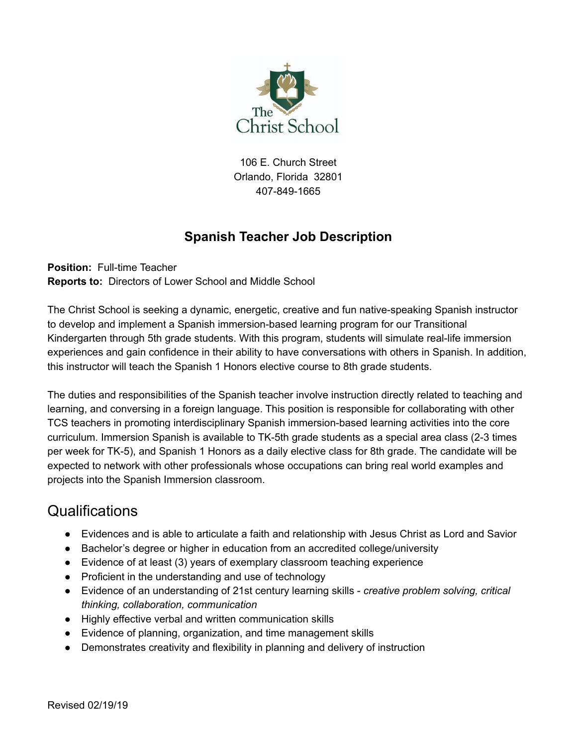The Christ School

106 E. Church Street
Orlando, Florida 32801
407-849-1665

## Spanish Teacher Job Description

**Position:** Full-time Teacher
**Reports to:** Directors of Lower School and Middle School

The Christ School is seeking a dynamic, energetic, creative and fun native-speaking Spanish instructor to develop and implement a Spanish immersion-based learning program for our Transitional Kindergarten through 5th grade students. With this program, students will simulate real-life immersion experiences and gain confidence in their ability to have conversations with others in Spanish. In addition, this instructor will teach the Spanish 1 Honors elective course to 8th grade students.

The duties and responsibilities of the Spanish teacher involve instruction directly related to teaching and learning, and conversing in a foreign language. This position is responsible for collaborating with other TCS teachers in promoting interdisciplinary Spanish immersion-based learning activities into the core curriculum. Immersion Spanish is available to TK-5th grade students as a special area class (2-3 times per week for TK-5), and Spanish 1 Honors as a daily elective class for 8th grade. The candidate will be expected to network with other professionals whose occupations can bring real world examples and projects into the Spanish Immersion classroom.

## Qualifications

- Evidences and is able to articulate a faith and relationship with Jesus Christ as Lord and Savior
- Bachelor's degree or higher in education from an accredited college/university
- Evidence of at least (3) years of exemplary classroom teaching experience
- Proficient in the understanding and use of technology
- Evidence of an understanding of 21st century learning skills - *creative problem solving, critical thinking, collaboration, communication*
- Highly effective verbal and written communication skills
- Evidence of planning, organization, and time management skills
- Demonstrates creativity and flexibility in planning and delivery of instruction

Revised 02/19/19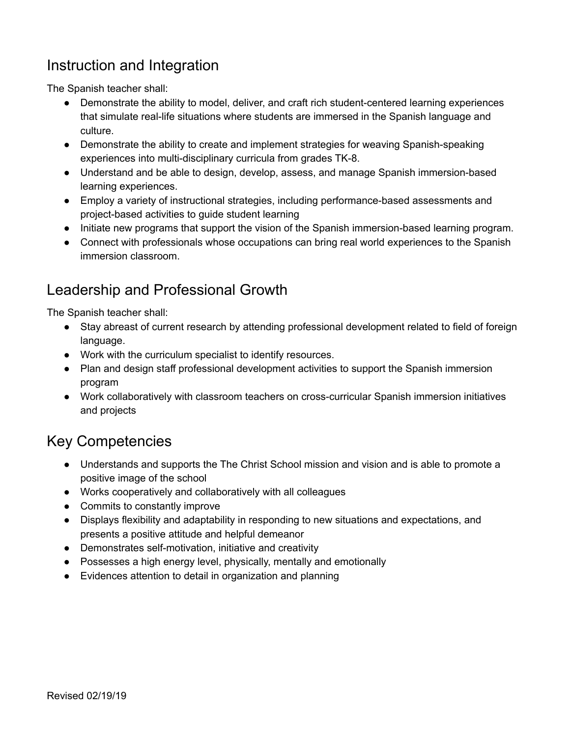## Instruction and Integration

The Spanish teacher shall:

- Demonstrate the ability to model, deliver, and craft rich student-centered learning experiences that simulate real-life situations where students are immersed in the Spanish language and culture.
- Demonstrate the ability to create and implement strategies for weaving Spanish-speaking experiences into multi-disciplinary curricula from grades TK-8.
- Understand and be able to design, develop, assess, and manage Spanish immersion-based learning experiences.
- Employ a variety of instructional strategies, including performance-based assessments and project-based activities to guide student learning
- Initiate new programs that support the vision of the Spanish immersion-based learning program.
- Connect with professionals whose occupations can bring real world experiences to the Spanish immersion classroom.

## Leadership and Professional Growth

The Spanish teacher shall:

- Stay abreast of current research by attending professional development related to field of foreign language.
- Work with the curriculum specialist to identify resources.
- Plan and design staff professional development activities to support the Spanish immersion program
- Work collaboratively with classroom teachers on cross-curricular Spanish immersion initiatives and projects

## Key Competencies

- Understands and supports the The Christ School mission and vision and is able to promote a positive image of the school
- Works cooperatively and collaboratively with all colleagues
- Commits to constantly improve
- Displays flexibility and adaptability in responding to new situations and expectations, and presents a positive attitude and helpful demeanor
- Demonstrates self-motivation, initiative and creativity
- Possesses a high energy level, physically, mentally and emotionally
- Evidences attention to detail in organization and planning

Revised 02/19/19